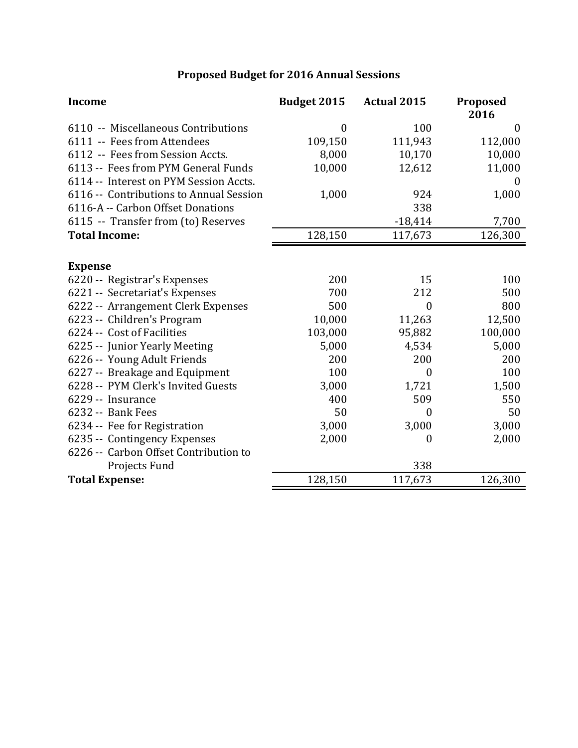# Proposed Budget for 2016 Annual Sessions

| Income | Budget 2015 | Actual 2015 | Proposed 2016 |
|---|---|---|---|
| 6110 -- Miscellaneous Contributions | 0 | 100 | 0 |
| 6111 -- Fees from Attendees | 109,150 | 111,943 | 112,000 |
| 6112 -- Fees from Session Accts. | 8,000 | 10,170 | 10,000 |
| 6113 -- Fees from PYM General Funds | 10,000 | 12,612 | 11,000 |
| 6114 -- Interest on PYM Session Accts. | | | 0 |
| 6116 -- Contributions to Annual Session | 1,000 | 924 | 1,000 |
| 6116-A -- Carbon Offset Donations | | 338 | |
| 6115 -- Transfer from (to) Reserves | | -18,414 | 7,700 |
| **Total Income:** | 128,150 | 117,673 | 126,300 |

| Expense | Budget 2015 | Actual 2015 | Proposed 2016 |
|---|---|---|---|
| 6220 -- Registrar's Expenses | 200 | 15 | 100 |
| 6221 -- Secretariat's Expenses | 700 | 212 | 500 |
| 6222 -- Arrangement Clerk Expenses | 500 | 0 | 800 |
| 6223 -- Children's Program | 10,000 | 11,263 | 12,500 |
| 6224 -- Cost of Facilities | 103,000 | 95,882 | 100,000 |
| 6225 -- Junior Yearly Meeting | 5,000 | 4,534 | 5,000 |
| 6226 -- Young Adult Friends | 200 | 200 | 200 |
| 6227 -- Breakage and Equipment | 100 | 0 | 100 |
| 6228 -- PYM Clerk's Invited Guests | 3,000 | 1,721 | 1,500 |
| 6229 -- Insurance | 400 | 509 | 550 |
| 6232 -- Bank Fees | 50 | 0 | 50 |
| 6234 -- Fee for Registration | 3,000 | 3,000 | 3,000 |
| 6235 -- Contingency Expenses | 2,000 | 0 | 2,000 |
| 6226 -- Carbon Offset Contribution to Projects Fund | | 338 | |
| **Total Expense:** | 128,150 | 117,673 | 126,300 |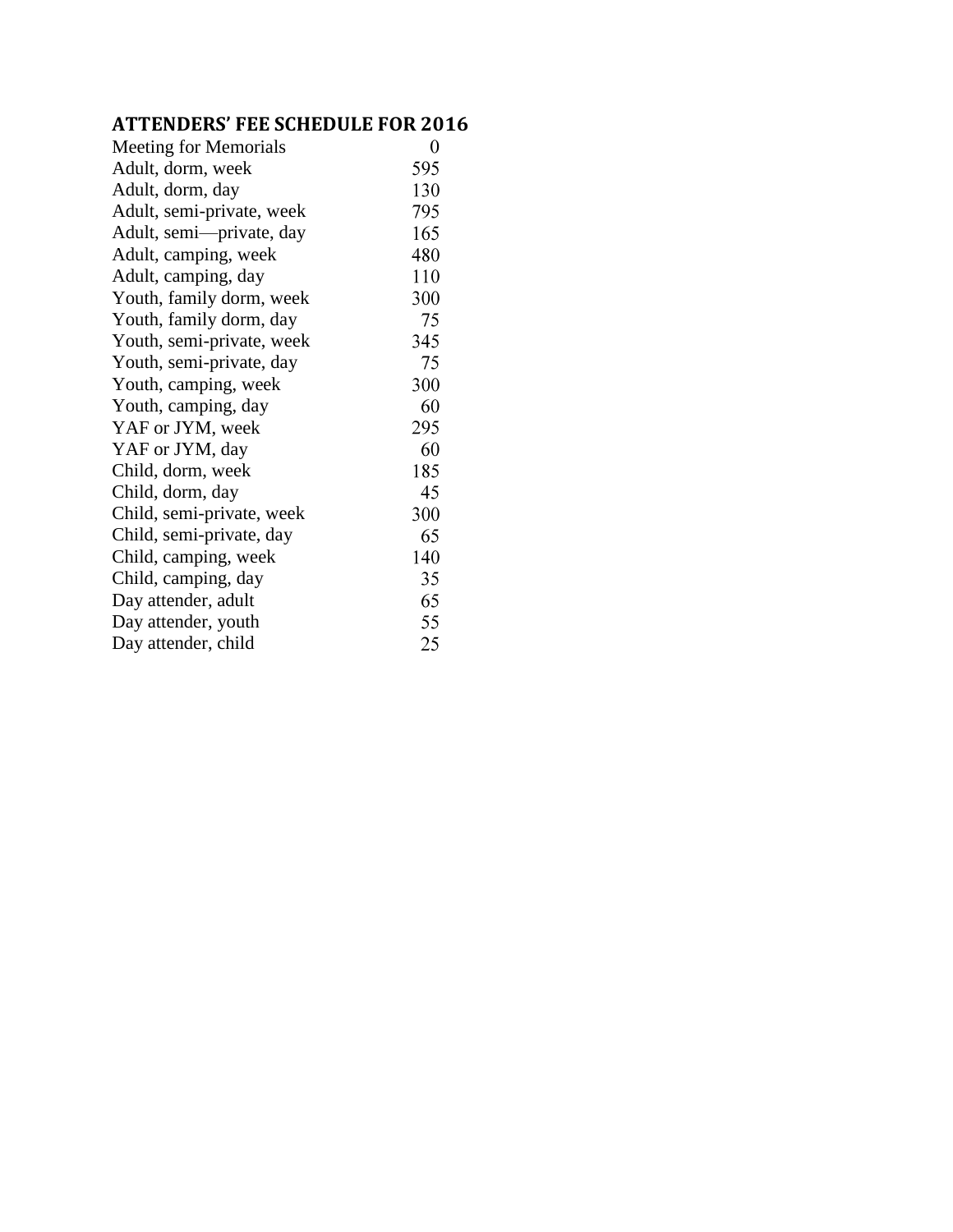## ATTENDERS' FEE SCHEDULE FOR 2016

| | |
|---|---|
| Meeting for Memorials | 0 |
| Adult, dorm, week | 595 |
| Adult, dorm, day | 130 |
| Adult, semi-private, week | 795 |
| Adult, semi—private, day | 165 |
| Adult, camping, week | 480 |
| Adult, camping, day | 110 |
| Youth, family dorm, week | 300 |
| Youth, family dorm, day | 75 |
| Youth, semi-private, week | 345 |
| Youth, semi-private, day | 75 |
| Youth, camping, week | 300 |
| Youth, camping, day | 60 |
| YAF or JYM, week | 295 |
| YAF or JYM, day | 60 |
| Child, dorm, week | 185 |
| Child, dorm, day | 45 |
| Child, semi-private, week | 300 |
| Child, semi-private, day | 65 |
| Child, camping, week | 140 |
| Child, camping, day | 35 |
| Day attender, adult | 65 |
| Day attender, youth | 55 |
| Day attender, child | 25 |